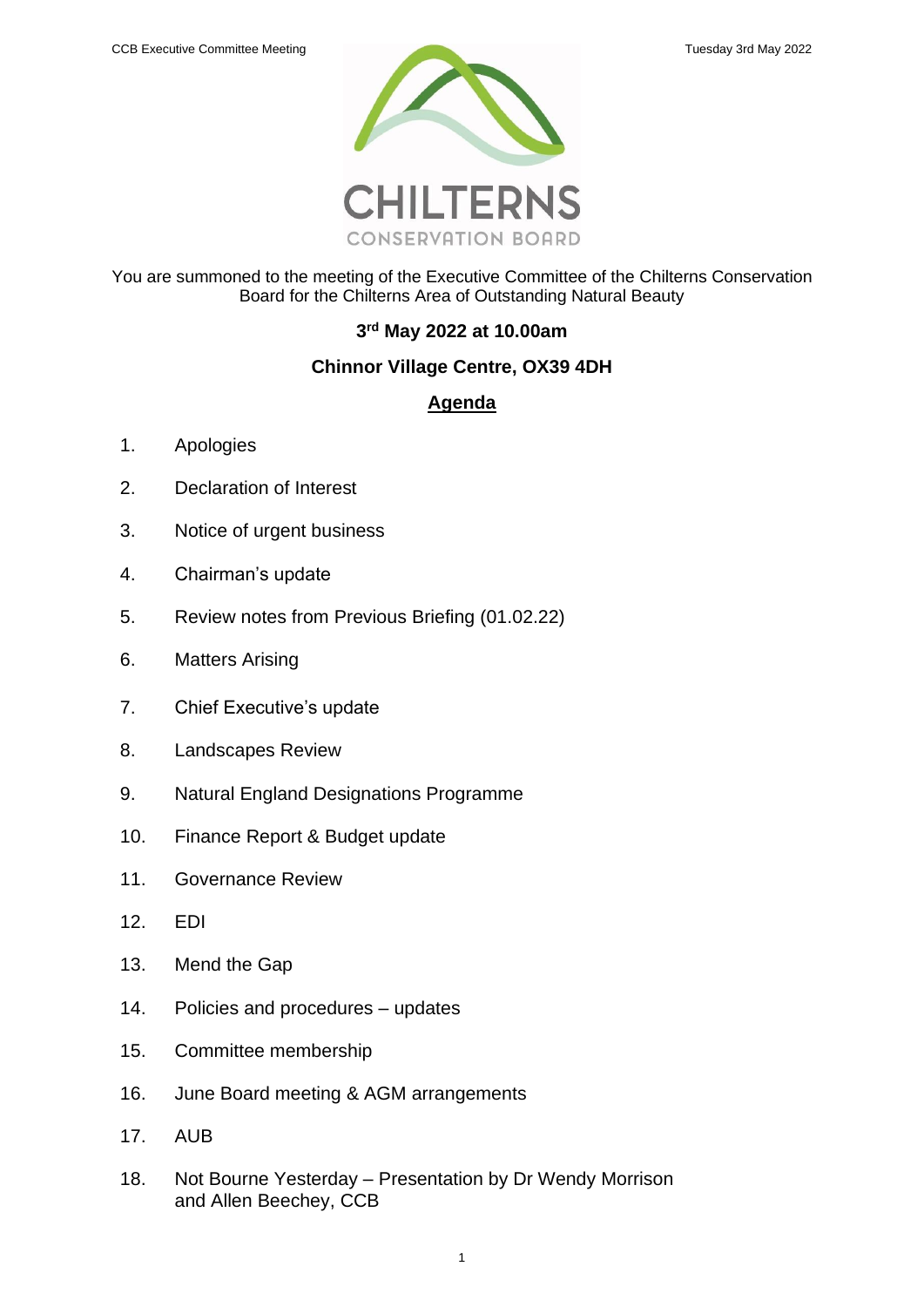CHILTERNS CONSERVATION BOARD

You are summoned to the meeting of the Executive Committee of the Chilterns Conservation Board for the Chilterns Area of Outstanding Natural Beauty

**3rd May 2022 at 10.00am**

**Chinnor Village Centre, OX39 4DH**

## Agenda

1. Apologies
2. Declaration of Interest
3. Notice of urgent business
4. Chairman's update
5. Review notes from Previous Briefing (01.02.22)
6. Matters Arising
7. Chief Executive's update
8. Landscapes Review
9. Natural England Designations Programme
10. Finance Report & Budget update
11. Governance Review
12. EDI
13. Mend the Gap
14. Policies and procedures – updates
15. Committee membership
16. June Board meeting & AGM arrangements
17. AUB
18. Not Bourne Yesterday – Presentation by Dr Wendy Morrison and Allen Beechey, CCB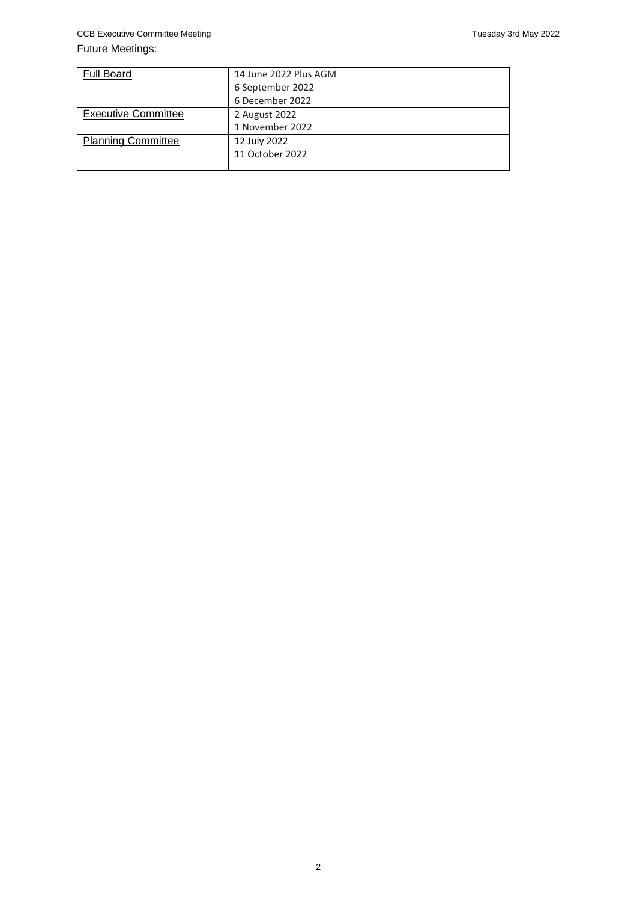Future Meetings:

| Full Board | 14 June 2022 Plus AGM<br>6 September 2022<br>6 December 2022 |
|---|---|
| Executive Committee | 2 August 2022<br>1 November 2022 |
| Planning Committee | 12 July 2022<br>11 October 2022 |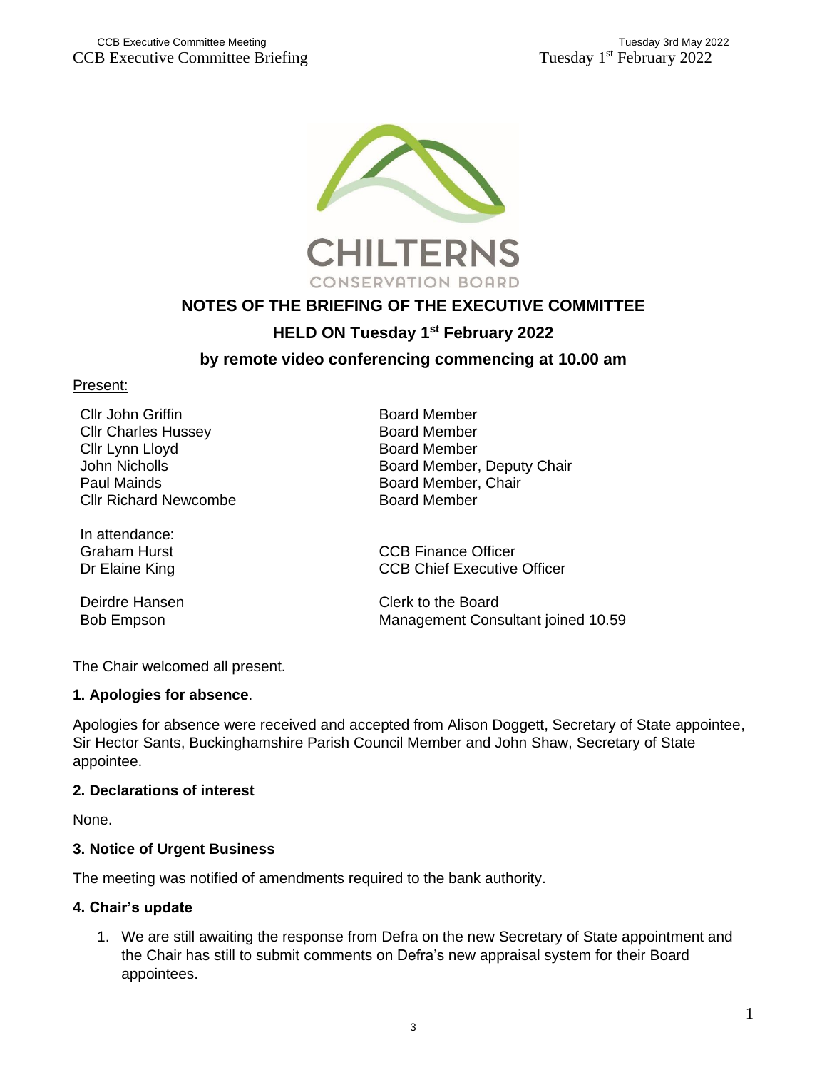## NOTES OF THE BRIEFING OF THE EXECUTIVE COMMITTEE

### HELD ON Tuesday 1st February 2022

### by remote video conferencing commencing at 10.00 am

Present:

| | |
|---|---|
| Cllr John Griffin | Board Member |
| Cllr Charles Hussey | Board Member |
| Cllr Lynn Lloyd | Board Member |
| John Nicholls | Board Member, Deputy Chair |
| Paul Mainds | Board Member, Chair |
| Cllr Richard Newcombe | Board Member |

In attendance:

| | |
|---|---|
| Graham Hurst | CCB Finance Officer |
| Dr Elaine King | CCB Chief Executive Officer |
| Deirdre Hansen | Clerk to the Board |
| Bob Empson | Management Consultant joined 10.59 |

The Chair welcomed all present.

**1. Apologies for absence**.

Apologies for absence were received and accepted from Alison Doggett, Secretary of State appointee, Sir Hector Sants, Buckinghamshire Parish Council Member and John Shaw, Secretary of State appointee.

**2. Declarations of interest**

None.

**3. Notice of Urgent Business**

The meeting was notified of amendments required to the bank authority.

**4. Chair's update**

1. We are still awaiting the response from Defra on the new Secretary of State appointment and the Chair has still to submit comments on Defra's new appraisal system for their Board appointees.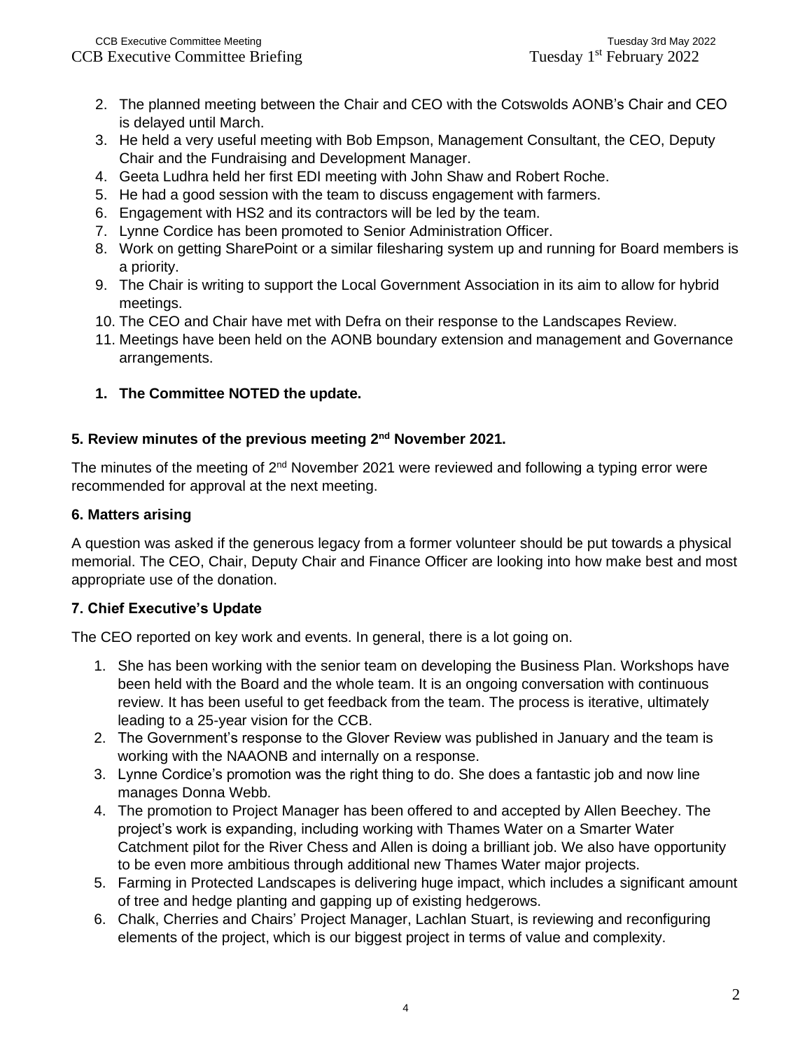2. The planned meeting between the Chair and CEO with the Cotswolds AONB's Chair and CEO is delayed until March.
3. He held a very useful meeting with Bob Empson, Management Consultant, the CEO, Deputy Chair and the Fundraising and Development Manager.
4. Geeta Ludhra held her first EDI meeting with John Shaw and Robert Roche.
5. He had a good session with the team to discuss engagement with farmers.
6. Engagement with HS2 and its contractors will be led by the team.
7. Lynne Cordice has been promoted to Senior Administration Officer.
8. Work on getting SharePoint or a similar filesharing system up and running for Board members is a priority.
9. The Chair is writing to support the Local Government Association in its aim to allow for hybrid meetings.
10. The CEO and Chair have met with Defra on their response to the Landscapes Review.
11. Meetings have been held on the AONB boundary extension and management and Governance arrangements.

**1. The Committee NOTED the update.**

### 5. Review minutes of the previous meeting 2nd November 2021.

The minutes of the meeting of 2nd November 2021 were reviewed and following a typing error were recommended for approval at the next meeting.

### 6. Matters arising

A question was asked if the generous legacy from a former volunteer should be put towards a physical memorial. The CEO, Chair, Deputy Chair and Finance Officer are looking into how make best and most appropriate use of the donation.

### 7. Chief Executive's Update

The CEO reported on key work and events. In general, there is a lot going on.

1. She has been working with the senior team on developing the Business Plan. Workshops have been held with the Board and the whole team. It is an ongoing conversation with continuous review. It has been useful to get feedback from the team. The process is iterative, ultimately leading to a 25-year vision for the CCB.
2. The Government's response to the Glover Review was published in January and the team is working with the NAAONB and internally on a response.
3. Lynne Cordice's promotion was the right thing to do. She does a fantastic job and now line manages Donna Webb.
4. The promotion to Project Manager has been offered to and accepted by Allen Beechey. The project's work is expanding, including working with Thames Water on a Smarter Water Catchment pilot for the River Chess and Allen is doing a brilliant job. We also have opportunity to be even more ambitious through additional new Thames Water major projects.
5. Farming in Protected Landscapes is delivering huge impact, which includes a significant amount of tree and hedge planting and gapping up of existing hedgerows.
6. Chalk, Cherries and Chairs' Project Manager, Lachlan Stuart, is reviewing and reconfiguring elements of the project, which is our biggest project in terms of value and complexity.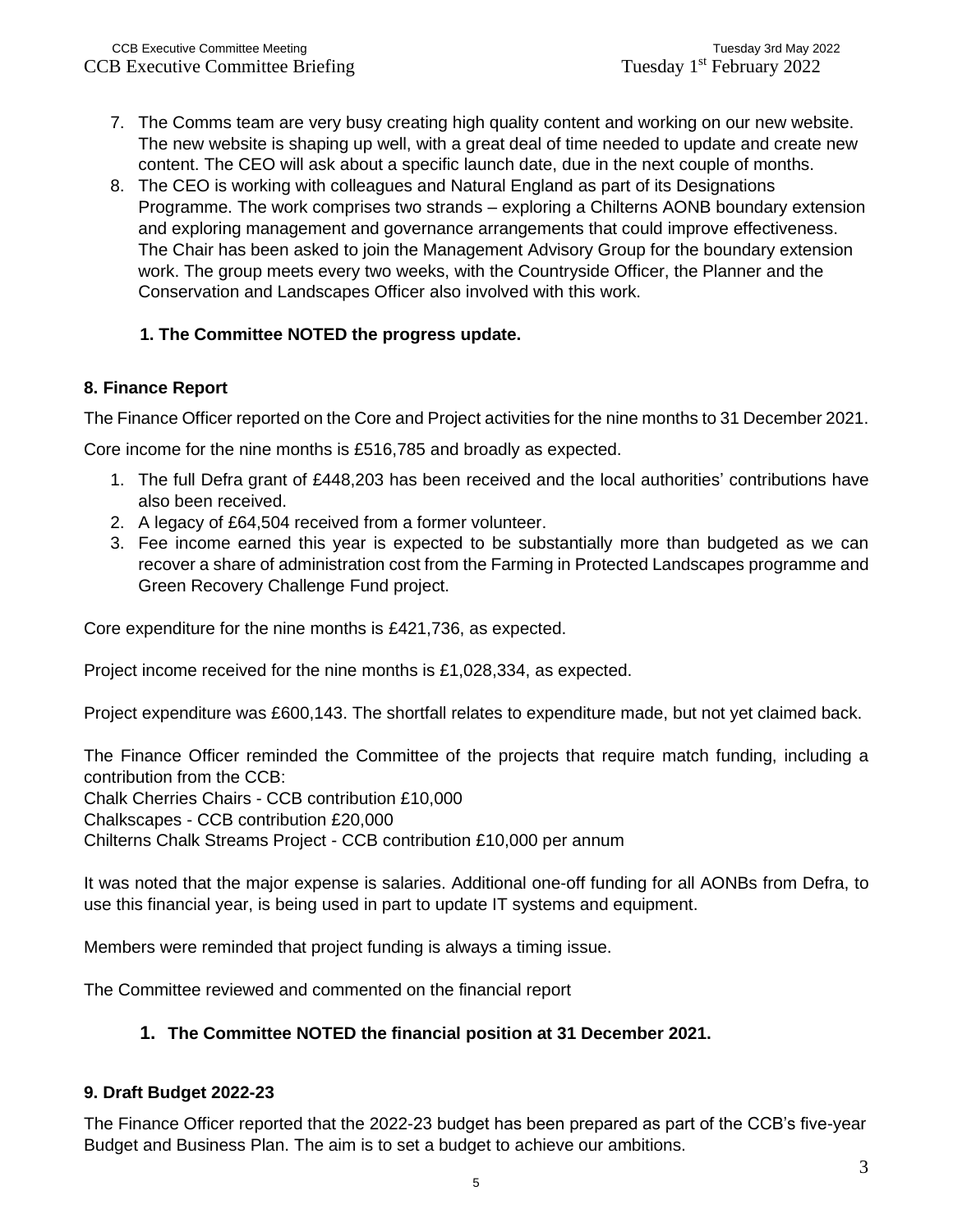7. The Comms team are very busy creating high quality content and working on our new website. The new website is shaping up well, with a great deal of time needed to update and create new content. The CEO will ask about a specific launch date, due in the next couple of months.
8. The CEO is working with colleagues and Natural England as part of its Designations Programme. The work comprises two strands – exploring a Chilterns AONB boundary extension and exploring management and governance arrangements that could improve effectiveness. The Chair has been asked to join the Management Advisory Group for the boundary extension work. The group meets every two weeks, with the Countryside Officer, the Planner and the Conservation and Landscapes Officer also involved with this work.

**1. The Committee NOTED the progress update.**

### 8. Finance Report

The Finance Officer reported on the Core and Project activities for the nine months to 31 December 2021.

Core income for the nine months is £516,785 and broadly as expected.

1. The full Defra grant of £448,203 has been received and the local authorities' contributions have also been received.
2. A legacy of £64,504 received from a former volunteer.
3. Fee income earned this year is expected to be substantially more than budgeted as we can recover a share of administration cost from the Farming in Protected Landscapes programme and Green Recovery Challenge Fund project.

Core expenditure for the nine months is £421,736, as expected.

Project income received for the nine months is £1,028,334, as expected.

Project expenditure was £600,143. The shortfall relates to expenditure made, but not yet claimed back.

The Finance Officer reminded the Committee of the projects that require match funding, including a contribution from the CCB:
Chalk Cherries Chairs - CCB contribution £10,000
Chalkscapes - CCB contribution £20,000
Chilterns Chalk Streams Project - CCB contribution £10,000 per annum

It was noted that the major expense is salaries. Additional one-off funding for all AONBs from Defra, to use this financial year, is being used in part to update IT systems and equipment.

Members were reminded that project funding is always a timing issue.

The Committee reviewed and commented on the financial report

**1. The Committee NOTED the financial position at 31 December 2021.**

### 9. Draft Budget 2022-23

The Finance Officer reported that the 2022-23 budget has been prepared as part of the CCB's five-year Budget and Business Plan. The aim is to set a budget to achieve our ambitions.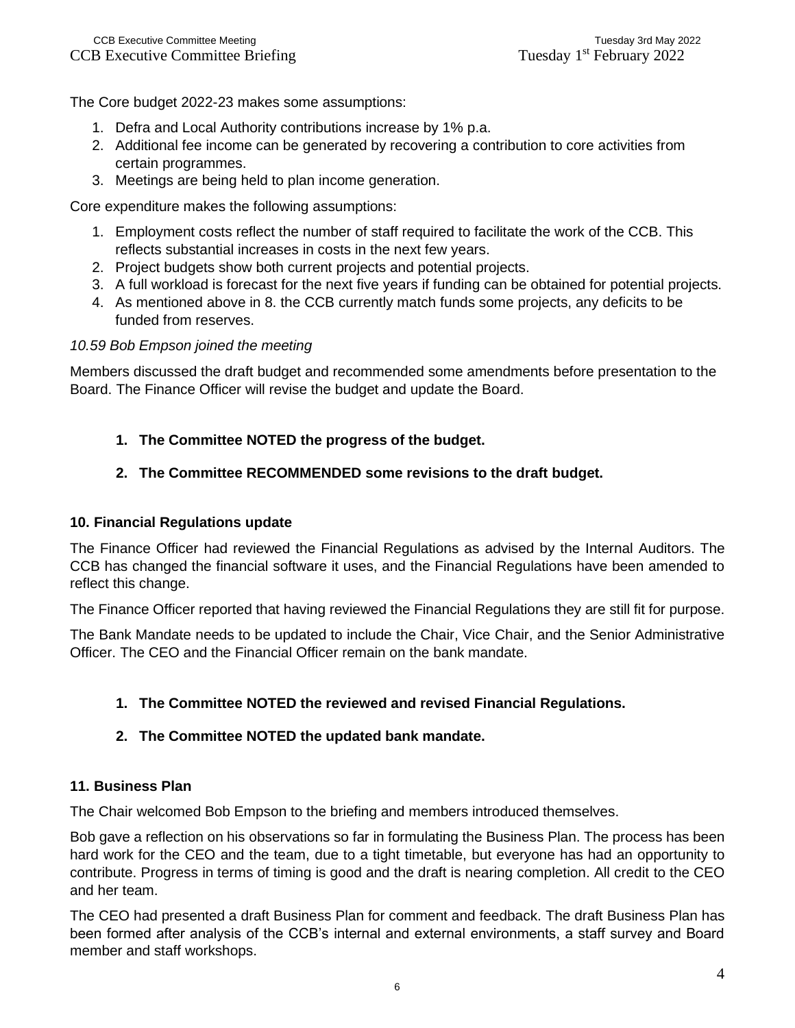The Core budget 2022-23 makes some assumptions:

1. Defra and Local Authority contributions increase by 1% p.a.
2. Additional fee income can be generated by recovering a contribution to core activities from certain programmes.
3. Meetings are being held to plan income generation.

Core expenditure makes the following assumptions:

1. Employment costs reflect the number of staff required to facilitate the work of the CCB. This reflects substantial increases in costs in the next few years.
2. Project budgets show both current projects and potential projects.
3. A full workload is forecast for the next five years if funding can be obtained for potential projects.
4. As mentioned above in 8. the CCB currently match funds some projects, any deficits to be funded from reserves.

*10.59 Bob Empson joined the meeting*

Members discussed the draft budget and recommended some amendments before presentation to the Board. The Finance Officer will revise the budget and update the Board.

1. **The Committee NOTED the progress of the budget.**

2. **The Committee RECOMMENDED some revisions to the draft budget.**

### 10. Financial Regulations update

The Finance Officer had reviewed the Financial Regulations as advised by the Internal Auditors. The CCB has changed the financial software it uses, and the Financial Regulations have been amended to reflect this change.

The Finance Officer reported that having reviewed the Financial Regulations they are still fit for purpose.

The Bank Mandate needs to be updated to include the Chair, Vice Chair, and the Senior Administrative Officer. The CEO and the Financial Officer remain on the bank mandate.

1. **The Committee NOTED the reviewed and revised Financial Regulations.**

2. **The Committee NOTED the updated bank mandate.**

### 11. Business Plan

The Chair welcomed Bob Empson to the briefing and members introduced themselves.

Bob gave a reflection on his observations so far in formulating the Business Plan. The process has been hard work for the CEO and the team, due to a tight timetable, but everyone has had an opportunity to contribute. Progress in terms of timing is good and the draft is nearing completion. All credit to the CEO and her team.

The CEO had presented a draft Business Plan for comment and feedback. The draft Business Plan has been formed after analysis of the CCB's internal and external environments, a staff survey and Board member and staff workshops.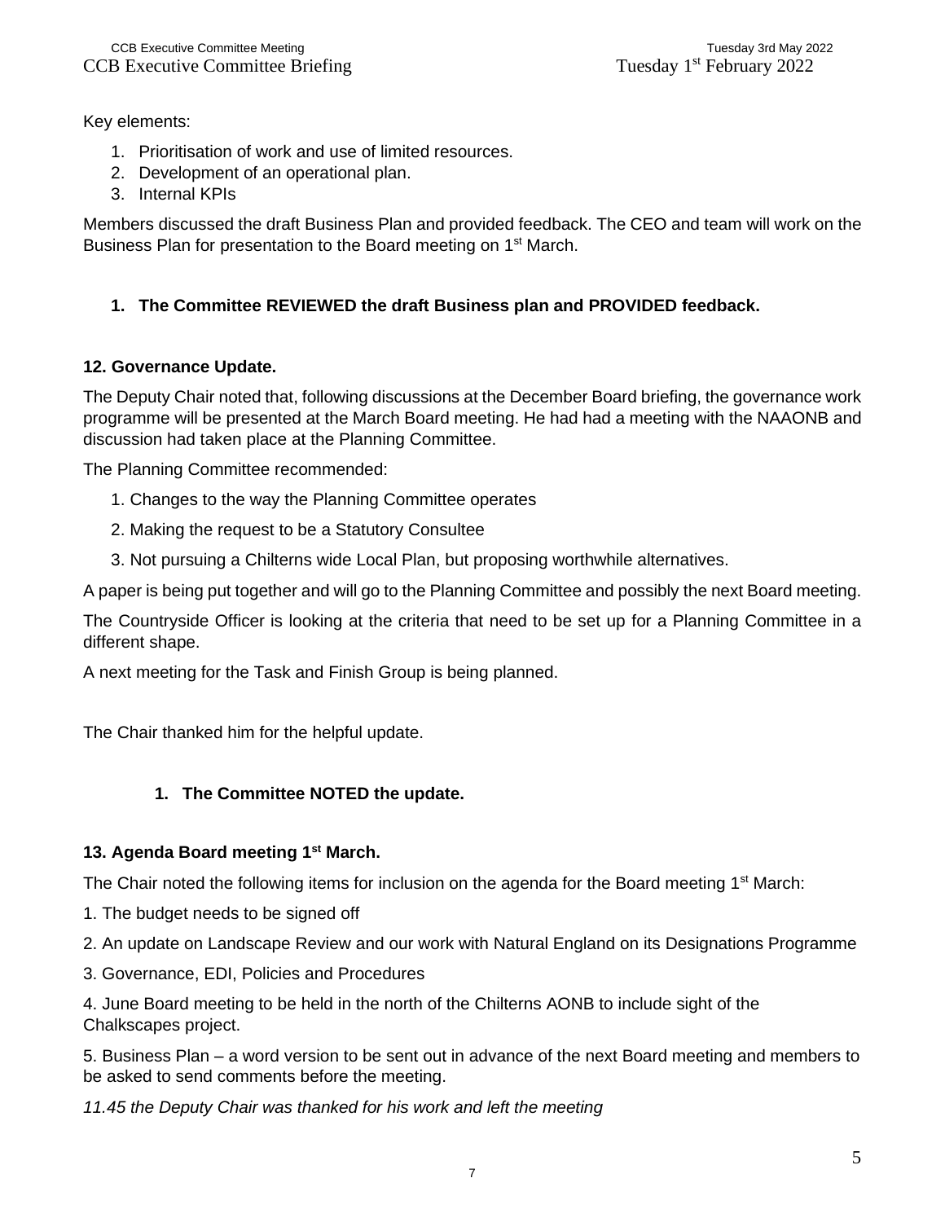Key elements:

1. Prioritisation of work and use of limited resources.
2. Development of an operational plan.
3. Internal KPIs

Members discussed the draft Business Plan and provided feedback. The CEO and team will work on the Business Plan for presentation to the Board meeting on 1st March.

1. **The Committee REVIEWED the draft Business plan and PROVIDED feedback.**

**12. Governance Update.**

The Deputy Chair noted that, following discussions at the December Board briefing, the governance work programme will be presented at the March Board meeting. He had had a meeting with the NAAONB and discussion had taken place at the Planning Committee.

The Planning Committee recommended:

1. Changes to the way the Planning Committee operates
2. Making the request to be a Statutory Consultee
3. Not pursuing a Chilterns wide Local Plan, but proposing worthwhile alternatives.

A paper is being put together and will go to the Planning Committee and possibly the next Board meeting.

The Countryside Officer is looking at the criteria that need to be set up for a Planning Committee in a different shape.

A next meeting for the Task and Finish Group is being planned.

The Chair thanked him for the helpful update.

1. **The Committee NOTED the update.**

**13. Agenda Board meeting 1st March.**

The Chair noted the following items for inclusion on the agenda for the Board meeting 1st March:

1. The budget needs to be signed off

2. An update on Landscape Review and our work with Natural England on its Designations Programme

3. Governance, EDI, Policies and Procedures

4. June Board meeting to be held in the north of the Chilterns AONB to include sight of the Chalkscapes project.

5. Business Plan – a word version to be sent out in advance of the next Board meeting and members to be asked to send comments before the meeting.

*11.45 the Deputy Chair was thanked for his work and left the meeting*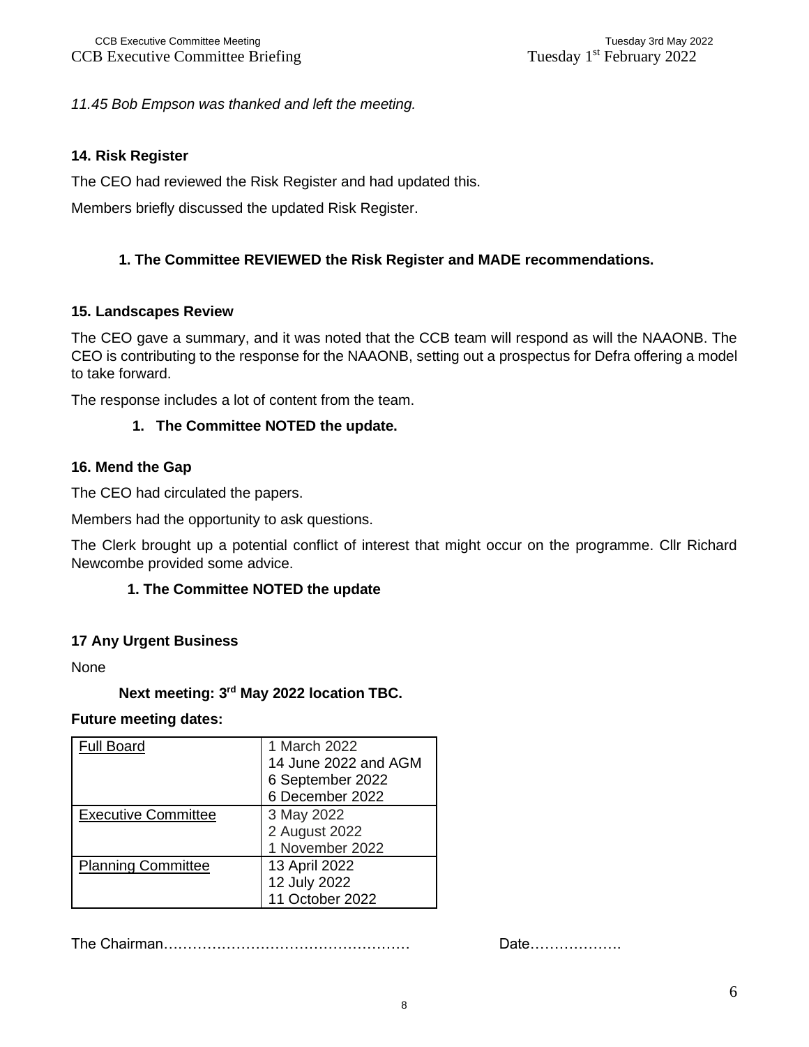*11.45 Bob Empson was thanked and left the meeting.*

**14. Risk Register**

The CEO had reviewed the Risk Register and had updated this.

Members briefly discussed the updated Risk Register.

1. **The Committee REVIEWED the Risk Register and MADE recommendations.**

**15. Landscapes Review**

The CEO gave a summary, and it was noted that the CCB team will respond as will the NAAONB. The CEO is contributing to the response for the NAAONB, setting out a prospectus for Defra offering a model to take forward.

The response includes a lot of content from the team.

1. **The Committee NOTED the update.**

**16. Mend the Gap**

The CEO had circulated the papers.

Members had the opportunity to ask questions.

The Clerk brought up a potential conflict of interest that might occur on the programme. Cllr Richard Newcombe provided some advice.

1. **The Committee NOTED the update**

**17 Any Urgent Business**

None

**Next meeting: 3rd May 2022 location TBC.**

**Future meeting dates:**

| | |
|---|---|
| Full Board | 1 March 2022<br>14 June 2022 and AGM<br>6 September 2022<br>6 December 2022 |
| Executive Committee | 3 May 2022<br>2 August 2022<br>1 November 2022 |
| Planning Committee | 13 April 2022<br>12 July 2022<br>11 October 2022 |

The Chairman…………………………………………… Date……………….